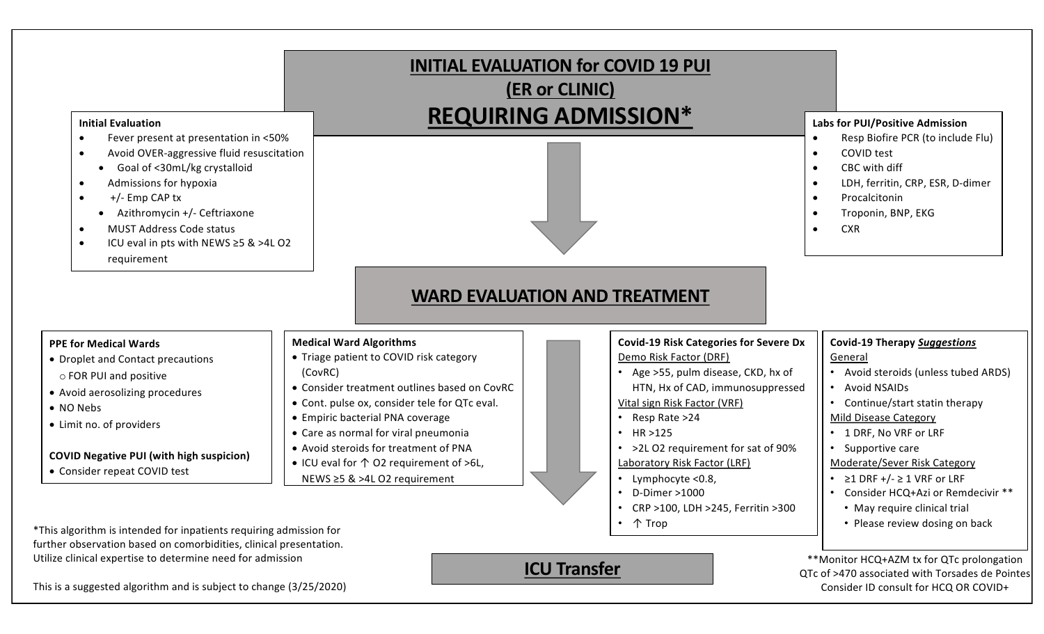# INITIAL EVALUATION for COVID 19 PUI (ER or CLINIC) REQUIRING ADMISSION*

### Initial Evaluation

- Fever present at presentation in <50%
- Avoid OVER-aggressive fluid resuscitation
  - Goal of <30mL/kg crystalloid
- Admissions for hypoxia
- +/- Emp CAP tx
  - Azithromycin +/- Ceftriaxone
- MUST Address Code status
- ICU eval in pts with NEWS ≥5 & >4L O2 requirement

### Labs for PUI/Positive Admission

- Resp Biofire PCR (to include Flu)
- COVID test
- CBC with diff
- LDH, ferritin, CRP, ESR, D-dimer
- Procalcitonin
- Troponin, BNP, EKG
- CXR

## WARD EVALUATION AND TREATMENT

### PPE for Medical Wards

- Droplet and Contact precautions
  - FOR PUI and positive
- Avoid aerosolizing procedures
- NO Nebs
- Limit no. of providers

**COVID Negative PUI (with high suspicion)**

- Consider repeat COVID test

### Medical Ward Algorithms

- Triage patient to COVID risk category (CovRC)
- Consider treatment outlines based on CovRC
- Cont. pulse ox, consider tele for QTc eval.
- Empiric bacterial PNA coverage
- Care as normal for viral pneumonia
- Avoid steroids for treatment of PNA
- ICU eval for ↑ O2 requirement of >6L, NEWS ≥5 & >4L O2 requirement

### Covid-19 Risk Categories for Severe Dx

Demo Risk Factor (DRF)

- Age >55, pulm disease, CKD, hx of HTN, Hx of CAD, immunosuppressed

Vital sign Risk Factor (VRF)

- Resp Rate >24
- HR >125
- >2L O2 requirement for sat of 90%

Laboratory Risk Factor (LRF)

- Lymphocyte <0.8,
- D-Dimer >1000
- CRP >100, LDH >245, Ferritin >300
- ↑ Trop

### Covid-19 Therapy *Suggestions*

General

- Avoid steroids (unless tubed ARDS)
- Avoid NSAIDs
- Continue/start statin therapy

Mild Disease Category

- 1 DRF, No VRF or LRF
- Supportive care

Moderate/Sever Risk Category

- ≥1 DRF +/- ≥ 1 VRF or LRF
- Consider HCQ+Azi or Remdecivir **
  - May require clinical trial
  - Please review dosing on back

**Monitor HCQ+AZM tx for QTc prolongation
QTc of >470 associated with Torsades de Pointes
Consider ID consult for HCQ OR COVID+

## ICU Transfer

*This algorithm is intended for inpatients requiring admission for further observation based on comorbidities, clinical presentation. Utilize clinical expertise to determine need for admission

This is a suggested algorithm and is subject to change (3/25/2020)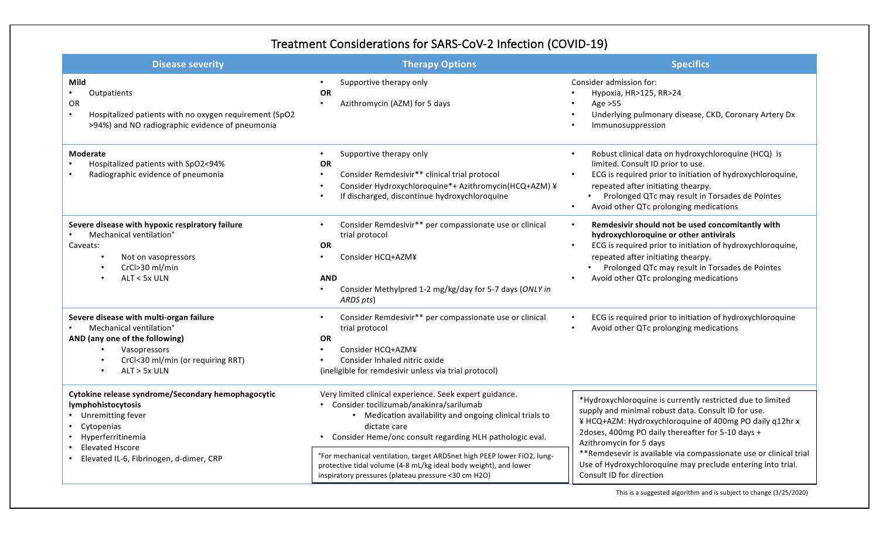# Treatment Considerations for SARS-CoV-2 Infection (COVID-19)

| Disease severity | Therapy Options | Specifics |
|---|---|---|
| **Mild**<br>• Outpatients<br>OR<br>• Hospitalized patients with no oxygen requirement (SpO2 >94%) and NO radiographic evidence of pneumonia | • Supportive therapy only<br>**OR**<br>• Azithromycin (AZM) for 5 days | Consider admission for:<br>• Hypoxia, HR>125, RR>24<br>• Age >55<br>• Underlying pulmonary disease, CKD, Coronary Artery Dx<br>• Immunosuppression |
| **Moderate**<br>• Hospitalized patients with SpO2<94%<br>• Radiographic evidence of pneumonia | • Supportive therapy only<br>**OR**<br>• Consider Remdesivir** clinical trial protocol<br>• Consider Hydroxychloroquine*+ Azithromycin(HCQ+AZM) ¥<br>• If discharged, discontinue hydroxychloroquine | • Robust clinical data on hydroxychloroquine (HCQ) is limited. Consult ID prior to use.<br>• ECG is required prior to initiation of hydroxychloroquine, repeated after initiating thearpy.<br>  • Prolonged QTc may result in Torsades de Pointes<br>• Avoid other QTc prolonging medications |
| **Severe disease with hypoxic respiratory failure**<br>• Mechanical ventilation°<br>Caveats:<br>  • Not on vasopressors<br>  • CrCl>30 ml/min<br>  • ALT < 5x ULN | • Consider Remdesivir** per compassionate use or clinical trial protocol<br>**OR**<br>• Consider HCQ+AZM¥<br><br>**AND**<br>• Consider Methylpred 1-2 mg/kg/day for 5-7 days (*ONLY in ARDS pts*) | • **Remdesivir should not be used concomitantly with hydroxychloroquine or other antivirals**<br>• ECG is required prior to initiation of hydroxychloroquine, repeated after initiating thearpy.<br>  • Prolonged QTc may result in Torsades de Pointes<br>• Avoid other QTc prolonging medications |
| **Severe disease with multi-organ failure**<br>• Mechanical ventilation°<br>**AND (any one of the following)**<br>  • Vasopressors<br>  • CrCl<30 ml/min (or requiring RRT)<br>  • ALT > 5x ULN | • Consider Remdesivir** per compassionate use or clinical trial protocol<br>**OR**<br>• Consider HCQ+AZM¥<br>• Consider Inhaled nitric oxide<br>(ineligible for remdesivir unless via trial protocol) | • ECG is required prior to initiation of hydroxychloroquine<br>• Avoid other QTc prolonging medications |
| **Cytokine release syndrome/Secondary hemophagocytic lymphohistocytosis**<br>• Unremitting fever<br>• Cytopenias<br>• Hyperferritinemia<br>• Elevated Hscore<br>• Elevated IL-6, Fibrinogen, d-dimer, CRP | Very limited clinical experience. Seek expert guidance.<br>• Consider tocilizumab/anakinra/sarilumab<br>  • Medication availability and ongoing clinical trials to dictate care<br>• Consider Heme/onc consult regarding HLH pathologic eval.<br><br>°For mechanical ventilation, target ARDSnet high PEEP lower FiO2, lung-protective tidal volume (4-8 mL/kg ideal body weight), and lower inspiratory pressures (plateau pressure <30 cm H2O) | *Hydroxychloroquine is currently restricted due to limited supply and minimal robust data. Consult ID for use.<br>¥ HCQ+AZM: Hydroxychloroquine of 400mg PO daily q12hr x 2doses, 400mg PO daily thereafter for 5-10 days + Azithromycin for 5 days<br>**Remdesevir is available via compassionate use or clinical trial Use of Hydroxychloroquine may preclude entering into trial. Consult ID for direction |

This is a suggested algorithm and is subject to change (3/25/2020)